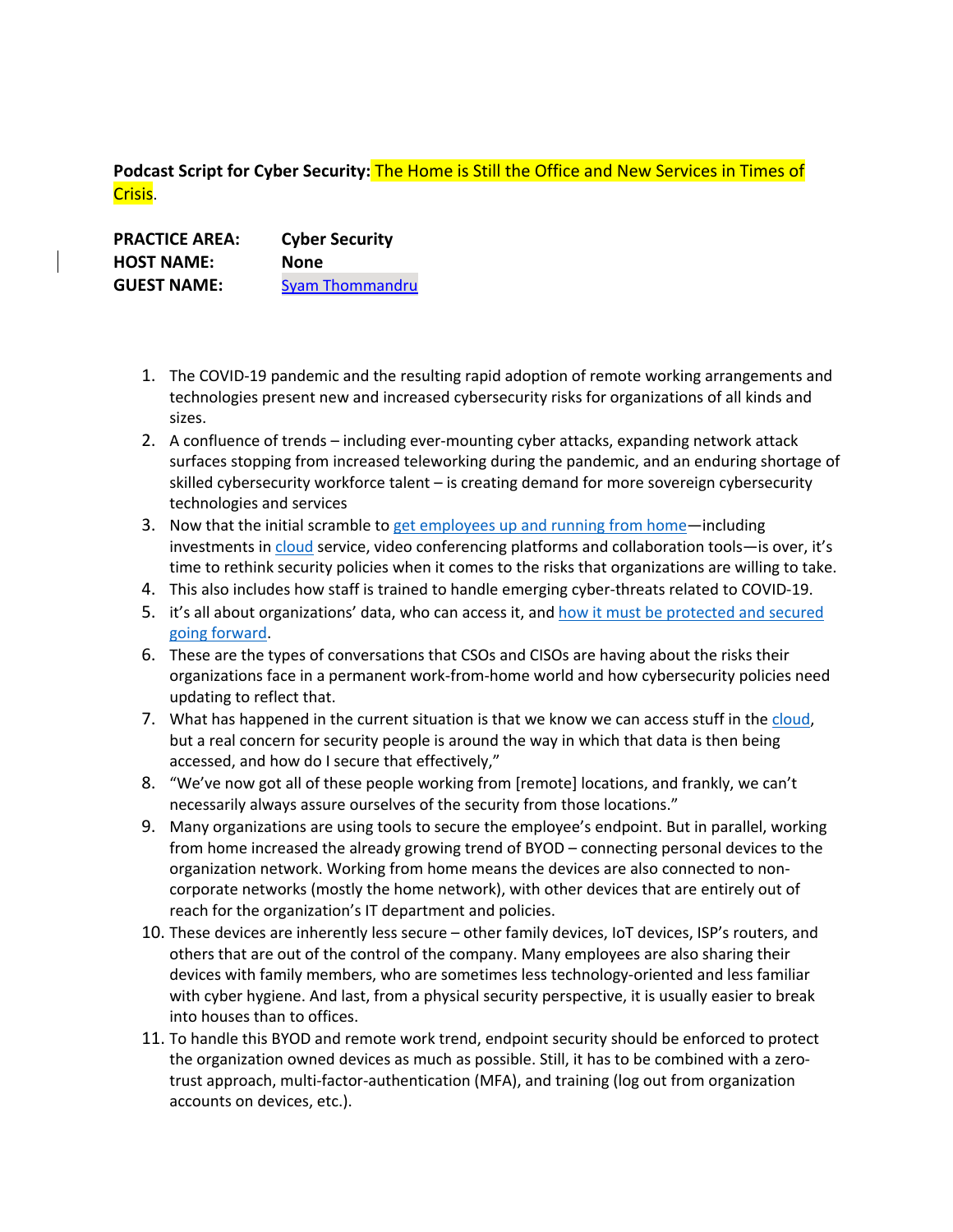**Podcast Script for Cyber Security:** The Home is Still the Office and New Services in Times of Crisis.

**PRACTICE AREA:** **Cyber Security**
**HOST NAME:** **None**
**GUEST NAME:** Syam Thommandru

1. The COVID-19 pandemic and the resulting rapid adoption of remote working arrangements and technologies present new and increased cybersecurity risks for organizations of all kinds and sizes.
2. A confluence of trends – including ever-mounting cyber attacks, expanding network attack surfaces stopping from increased teleworking during the pandemic, and an enduring shortage of skilled cybersecurity workforce talent – is creating demand for more sovereign cybersecurity technologies and services
3. Now that the initial scramble to get employees up and running from home—including investments in cloud service, video conferencing platforms and collaboration tools—is over, it's time to rethink security policies when it comes to the risks that organizations are willing to take.
4. This also includes how staff is trained to handle emerging cyber-threats related to COVID-19.
5. it's all about organizations' data, who can access it, and how it must be protected and secured going forward.
6. These are the types of conversations that CSOs and CISOs are having about the risks their organizations face in a permanent work-from-home world and how cybersecurity policies need updating to reflect that.
7. What has happened in the current situation is that we know we can access stuff in the cloud, but a real concern for security people is around the way in which that data is then being accessed, and how do I secure that effectively,"
8. "We've now got all of these people working from [remote] locations, and frankly, we can't necessarily always assure ourselves of the security from those locations."
9. Many organizations are using tools to secure the employee's endpoint. But in parallel, working from home increased the already growing trend of BYOD – connecting personal devices to the organization network. Working from home means the devices are also connected to non-corporate networks (mostly the home network), with other devices that are entirely out of reach for the organization's IT department and policies.
10. These devices are inherently less secure – other family devices, IoT devices, ISP's routers, and others that are out of the control of the company. Many employees are also sharing their devices with family members, who are sometimes less technology-oriented and less familiar with cyber hygiene. And last, from a physical security perspective, it is usually easier to break into houses than to offices.
11. To handle this BYOD and remote work trend, endpoint security should be enforced to protect the organization owned devices as much as possible. Still, it has to be combined with a zero-trust approach, multi-factor-authentication (MFA), and training (log out from organization accounts on devices, etc.).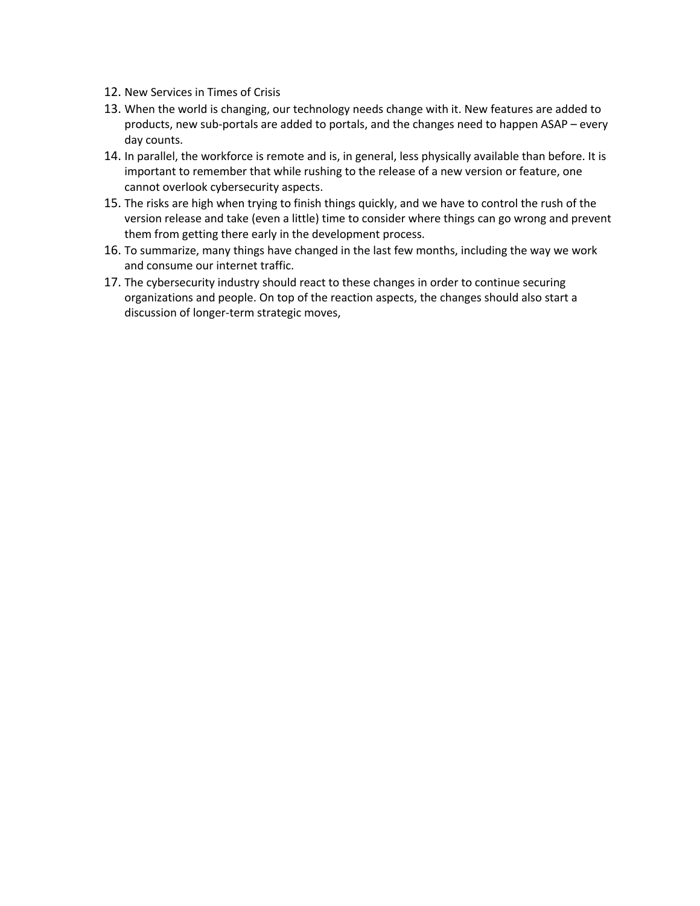12. New Services in Times of Crisis
13. When the world is changing, our technology needs change with it. New features are added to products, new sub-portals are added to portals, and the changes need to happen ASAP – every day counts.
14. In parallel, the workforce is remote and is, in general, less physically available than before. It is important to remember that while rushing to the release of a new version or feature, one cannot overlook cybersecurity aspects.
15. The risks are high when trying to finish things quickly, and we have to control the rush of the version release and take (even a little) time to consider where things can go wrong and prevent them from getting there early in the development process.
16. To summarize, many things have changed in the last few months, including the way we work and consume our internet traffic.
17. The cybersecurity industry should react to these changes in order to continue securing organizations and people. On top of the reaction aspects, the changes should also start a discussion of longer-term strategic moves,